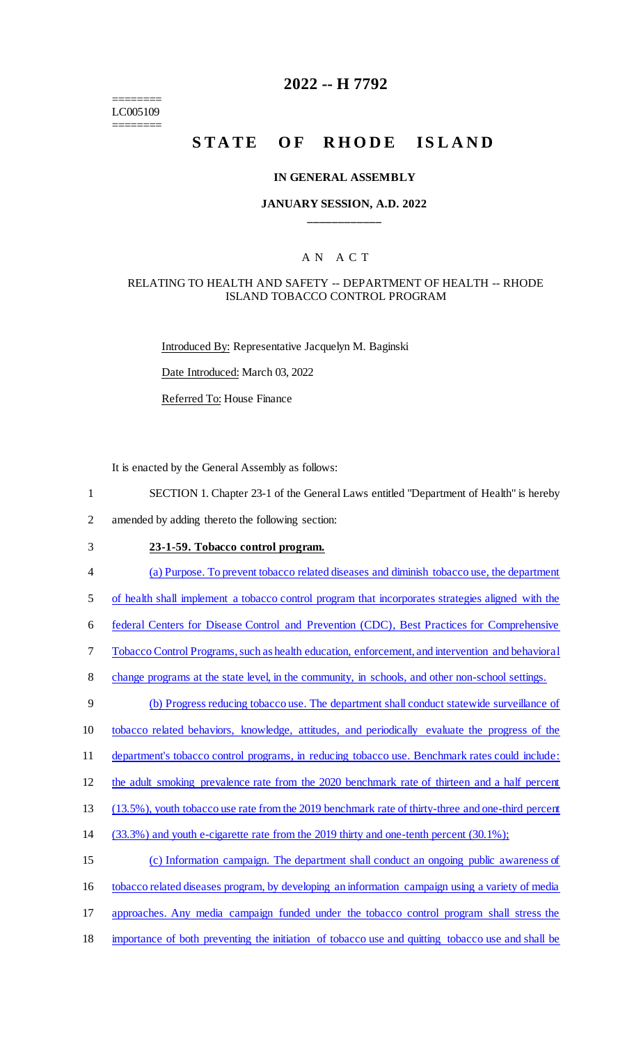========
LC005109
========

# 2022 -- H 7792

# STATE OF RHODE ISLAND

### IN GENERAL ASSEMBLY

### JANUARY SESSION, A.D. 2022

## AN ACT

RELATING TO HEALTH AND SAFETY -- DEPARTMENT OF HEALTH -- RHODE ISLAND TOBACCO CONTROL PROGRAM

Introduced By: Representative Jacquelyn M. Baginski

Date Introduced: March 03, 2022

Referred To: House Finance

It is enacted by the General Assembly as follows:

1 SECTION 1. Chapter 23-1 of the General Laws entitled "Department of Health" is hereby
2 amended by adding thereto the following section:

3 **23-1-59. Tobacco control program.**

4 (a) Purpose. To prevent tobacco related diseases and diminish tobacco use, the department
5 of health shall implement a tobacco control program that incorporates strategies aligned with the
6 federal Centers for Disease Control and Prevention (CDC), Best Practices for Comprehensive
7 Tobacco Control Programs, such as health education, enforcement, and intervention and behavioral
8 change programs at the state level, in the community, in schools, and other non-school settings.

9 (b) Progress reducing tobacco use. The department shall conduct statewide surveillance of
10 tobacco related behaviors, knowledge, attitudes, and periodically evaluate the progress of the
11 department's tobacco control programs, in reducing tobacco use. Benchmark rates could include:
12 the adult smoking prevalence rate from the 2020 benchmark rate of thirteen and a half percent
13 (13.5%), youth tobacco use rate from the 2019 benchmark rate of thirty-three and one-third percent
14 (33.3%) and youth e-cigarette rate from the 2019 thirty and one-tenth percent (30.1%);

15 (c) Information campaign. The department shall conduct an ongoing public awareness of
16 tobacco related diseases program, by developing an information campaign using a variety of media
17 approaches. Any media campaign funded under the tobacco control program shall stress the
18 importance of both preventing the initiation of tobacco use and quitting tobacco use and shall be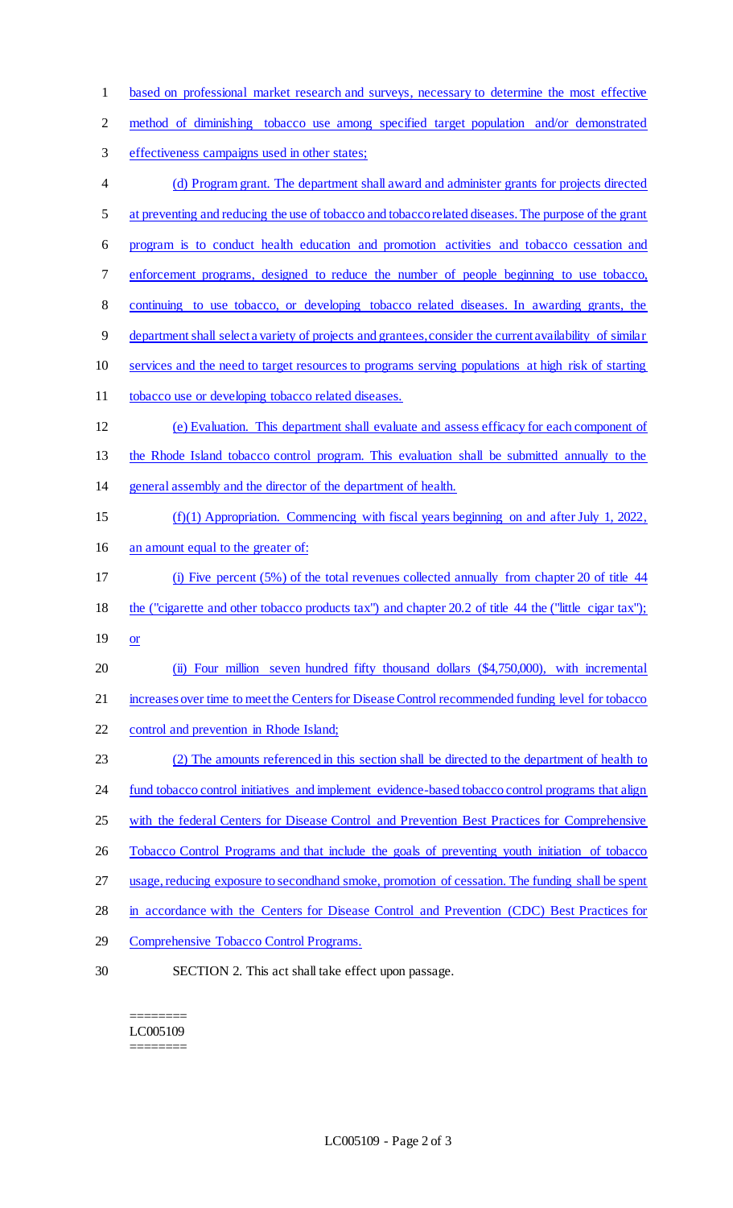based on professional market research and surveys, necessary to determine the most effective method of diminishing tobacco use among specified target population and/or demonstrated effectiveness campaigns used in other states;

(d) Program grant. The department shall award and administer grants for projects directed at preventing and reducing the use of tobacco and tobacco related diseases. The purpose of the grant program is to conduct health education and promotion activities and tobacco cessation and enforcement programs, designed to reduce the number of people beginning to use tobacco, continuing to use tobacco, or developing tobacco related diseases. In awarding grants, the department shall select a variety of projects and grantees, consider the current availability of similar services and the need to target resources to programs serving populations at high risk of starting tobacco use or developing tobacco related diseases.

(e) Evaluation. This department shall evaluate and assess efficacy for each component of the Rhode Island tobacco control program. This evaluation shall be submitted annually to the general assembly and the director of the department of health.

(f)(1) Appropriation. Commencing with fiscal years beginning on and after July 1, 2022, an amount equal to the greater of:

(i) Five percent (5%) of the total revenues collected annually from chapter 20 of title 44 the ("cigarette and other tobacco products tax") and chapter 20.2 of title 44 the ("little cigar tax"); or

(ii) Four million seven hundred fifty thousand dollars ($4,750,000), with incremental increases over time to meet the Centers for Disease Control recommended funding level for tobacco control and prevention in Rhode Island;

(2) The amounts referenced in this section shall be directed to the department of health to fund tobacco control initiatives and implement evidence-based tobacco control programs that align with the federal Centers for Disease Control and Prevention Best Practices for Comprehensive Tobacco Control Programs and that include the goals of preventing youth initiation of tobacco usage, reducing exposure to secondhand smoke, promotion of cessation. The funding shall be spent in accordance with the Centers for Disease Control and Prevention (CDC) Best Practices for Comprehensive Tobacco Control Programs.

SECTION 2. This act shall take effect upon passage.

========
LC005109
========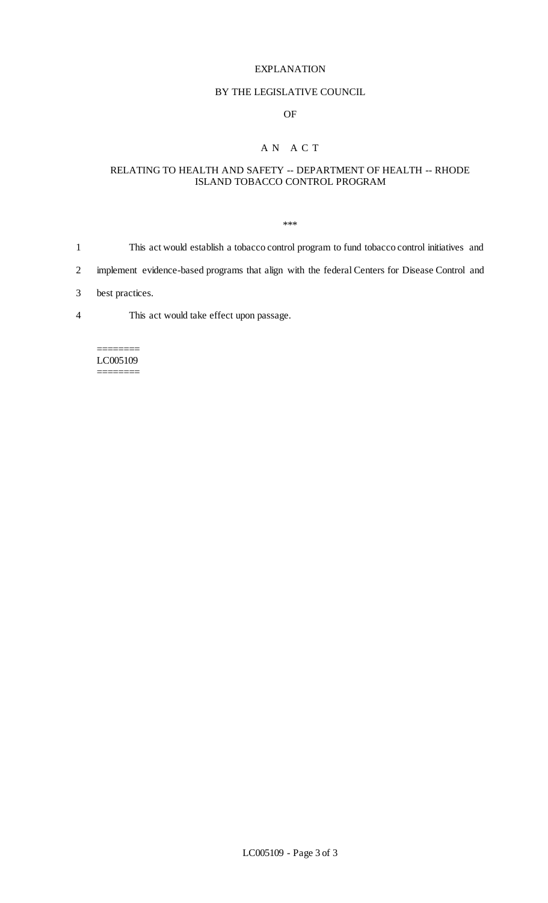EXPLANATION

BY THE LEGISLATIVE COUNCIL

OF

A N A C T

RELATING TO HEALTH AND SAFETY -- DEPARTMENT OF HEALTH -- RHODE ISLAND TOBACCO CONTROL PROGRAM

\*\*\*

1 This act would establish a tobacco control program to fund tobacco control initiatives and
2 implement evidence-based programs that align with the federal Centers for Disease Control and
3 best practices.
4 This act would take effect upon passage.

========
LC005109
========